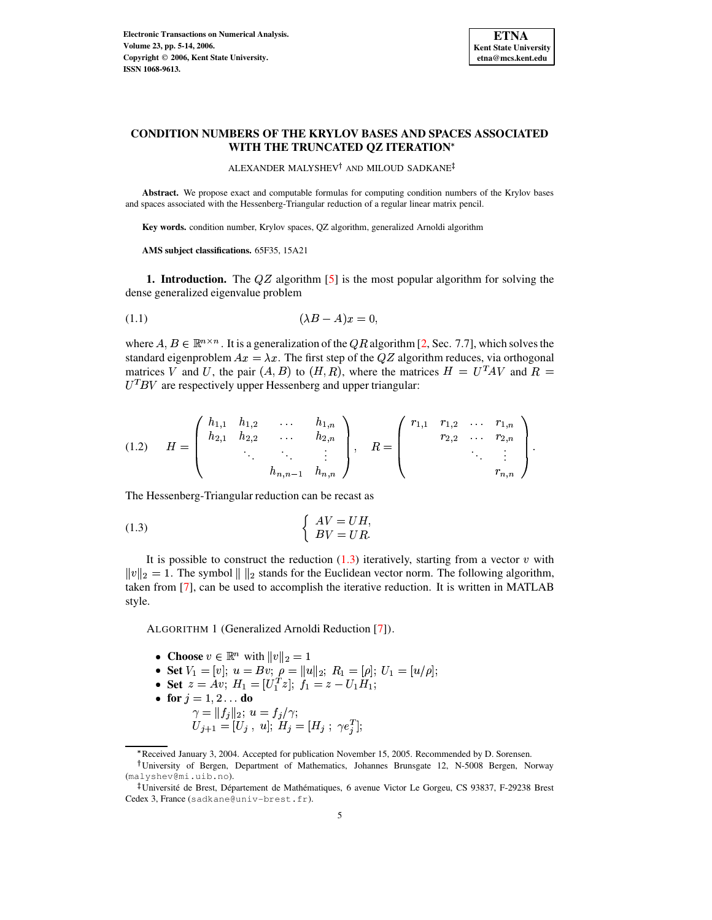# CONDITION NUMBERS OF THE KRYLOV BASES AND SPACES ASSOCIATED WITH THE TRUNCATED QZ ITERATION*

ALEXANDER MALYSHEV[†] AND MILOUD SADKANE[‡]

**Abstract.** We propose exact and computable formulas for computing condition numbers of the Krylov bases and spaces associated with the Hessenberg-Triangular reduction of a regular linear matrix pencil.

**Key words.** condition number, Krylov spaces, QZ algorithm, generalized Arnoldi algorithm

**AMS subject classifications.** 65F35, 15A21

**1. Introduction.** The $QZ$ algorithm [5] is the most popular algorithm for solving the dense generalized eigenvalue problem

$$(\lambda B - A)x = 0, \tag{1.1}$$

where $A, B \in \mathbb{R}^{n \times n}$. It is a generalization of the $QR$ algorithm [2, Sec. 7.7], which solves the standard eigenproblem $Ax = \lambda x$. The first step of the $QZ$ algorithm reduces, via orthogonal matrices $V$ and $U$, the pair $(A, B)$ to $(H, R)$, where the matrices $H = U^T AV$ and $R = U^T BV$ are respectively upper Hessenberg and upper triangular:

$$H = \begin{pmatrix} h_{1,1} & h_{1,2} & \ldots & h_{1,n} \\ h_{2,1} & h_{2,2} & \ldots & h_{2,n} \\ & \ddots & \ddots & \vdots \\ & & h_{n,n-1} & h_{n,n} \end{pmatrix}, \quad R = \begin{pmatrix} r_{1,1} & r_{1,2} & \ldots & r_{1,n} \\ & r_{2,2} & \ldots & r_{2,n} \\ & & \ddots & \vdots \\ & & & r_{n,n} \end{pmatrix}. \tag{1.2}$$

The Hessenberg-Triangular reduction can be recast as

$$\begin{cases} AV = UH, \\ BV = UR. \end{cases} \tag{1.3}$$

It is possible to construct the reduction (1.3) iteratively, starting from a vector $v$ with $\|v\|_2 = 1$. The symbol $\| \ \|_2$ stands for the Euclidean vector norm. The following algorithm, taken from [7], can be used to accomplish the iterative reduction. It is written in MATLAB style.

ALGORITHM 1 (Generalized Arnoldi Reduction [7]).

- **Choose** $v \in \mathbb{R}^n$ with $\|v\|_2 = 1$
- **Set** $V_1 = [v]$; $u = Bv$; $\rho = \|u\|_2$; $R_1 = [\rho]$; $U_1 = [u/\rho]$;
- **Set** $z = Av$; $H_1 = [U_1^T z]$; $f_1 = z - U_1 H_1$;
- **for** $j = 1, 2 \ldots$ **do**
  $\gamma = \|f_j\|_2$; $u = f_j/\gamma$;
  $U_{j+1} = [U_j \ , \ u]$; $H_j = [H_j \ ; \ \gamma e_j^T]$;

---

*Received January 3, 2004. Accepted for publication November 15, 2005. Recommended by D. Sorensen.

[†]University of Bergen, Department of Mathematics, Johannes Brunsgate 12, N-5008 Bergen, Norway (malyshev@mi.uib.no).

[‡]Université de Brest, Département de Mathématiques, 6 avenue Victor Le Gorgeu, CS 93837, F-29238 Brest Cedex 3, France (sadkane@univ-brest.fr).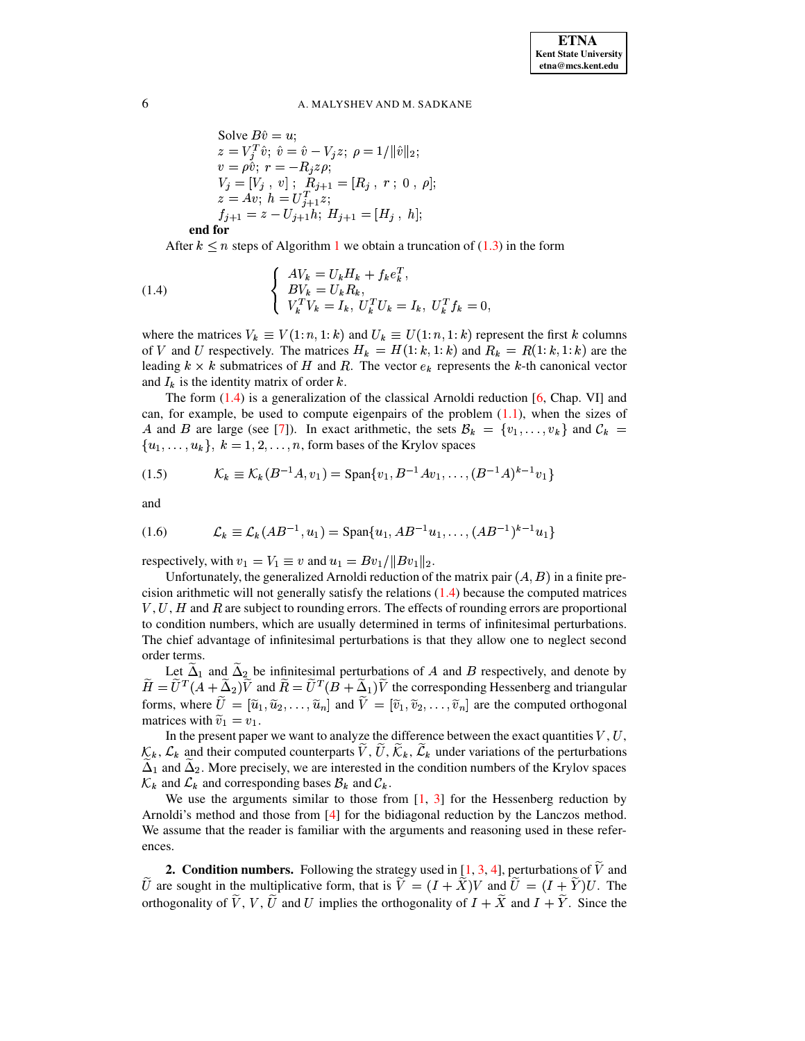Solve $B\hat{v} = u$;
$z = V_j^T \hat{v}$; $\hat{v} = \hat{v} - V_j z$; $\rho = 1/\|\hat{v}\|_2$;
$v = \rho\hat{v}$; $r = -R_j z \rho$;
$V_j = [V_j\ ,\ v]$ ; $R_{j+1} = [R_j\ ,\ r\ ;\ 0\ ,\ \rho]$;
$z = Av$; $h = U_{j+1}^T z$;
$f_{j+1} = z - U_{j+1} h$; $H_{j+1} = [H_j\ ,\ h]$;
**end for**

After $k \leq n$ steps of Algorithm 1 we obtain a truncation of (1.3) in the form

$$
\left\{ \begin{array}{l} AV_k = U_k H_k + f_k e_k^T, \\ BV_k = U_k R_k, \\ V_k^T V_k = I_k,\ U_k^T U_k = I_k,\ U_k^T f_k = 0, \end{array} \right. \tag{1.4}
$$

where the matrices $V_k \equiv V(1{:}n, 1{:}k)$ and $U_k \equiv U(1{:}n, 1{:}k)$ represent the first $k$ columns of $V$ and $U$ respectively. The matrices $H_k = H(1{:}k, 1{:}k)$ and $R_k = R(1{:}k, 1{:}k)$ are the leading $k \times k$ submatrices of $H$ and $R$. The vector $e_k$ represents the $k$-th canonical vector and $I_k$ is the identity matrix of order $k$.

The form (1.4) is a generalization of the classical Arnoldi reduction [6, Chap. VI] and can, for example, be used to compute eigenpairs of the problem (1.1), when the sizes of $A$ and $B$ are large (see [7]). In exact arithmetic, the sets $\mathcal{B}_k = \{v_1, \ldots, v_k\}$ and $\mathcal{C}_k = \{u_1, \ldots, u_k\}$, $k = 1, 2, \ldots, n$, form bases of the Krylov spaces

$$
\mathcal{K}_k \equiv \mathcal{K}_k(B^{-1}A, v_1) = \mathrm{Span}\{v_1, B^{-1}Av_1, \ldots, (B^{-1}A)^{k-1}v_1\} \tag{1.5}
$$

and

$$
\mathcal{L}_k \equiv \mathcal{L}_k(AB^{-1}, u_1) = \mathrm{Span}\{u_1, AB^{-1}u_1, \ldots, (AB^{-1})^{k-1}u_1\} \tag{1.6}
$$

respectively, with $v_1 = V_1 \equiv v$ and $u_1 = Bv_1/\|Bv_1\|_2$.

Unfortunately, the generalized Arnoldi reduction of the matrix pair $(A, B)$ in a finite precision arithmetic will not generally satisfy the relations (1.4) because the computed matrices $V, U, H$ and $R$ are subject to rounding errors. The effects of rounding errors are proportional to condition numbers, which are usually determined in terms of infinitesimal perturbations. The chief advantage of infinitesimal perturbations is that they allow one to neglect second order terms.

Let $\widetilde{\Delta}_1$ and $\widetilde{\Delta}_2$ be infinitesimal perturbations of $A$ and $B$ respectively, and denote by $\widetilde{H} = \widetilde{U}^T(A + \widetilde{\Delta}_2)\widetilde{V}$ and $\widetilde{R} = \widetilde{U}^T(B + \widetilde{\Delta}_1)\widetilde{V}$ the corresponding Hessenberg and triangular forms, where $\widetilde{U} = [\widetilde{u}_1, \widetilde{u}_2, \ldots, \widetilde{u}_n]$ and $\widetilde{V} = [\widetilde{v}_1, \widetilde{v}_2, \ldots, \widetilde{v}_n]$ are the computed orthogonal matrices with $\widetilde{v}_1 = v_1$.

In the present paper we want to analyze the difference between the exact quantities $V$, $U$, $\mathcal{K}_k$, $\mathcal{L}_k$ and their computed counterparts $\widetilde{V}$, $\widetilde{U}$, $\widetilde{\mathcal{K}}_k$, $\widetilde{\mathcal{L}}_k$ under variations of the perturbations $\widetilde{\Delta}_1$ and $\widetilde{\Delta}_2$. More precisely, we are interested in the condition numbers of the Krylov spaces $\mathcal{K}_k$ and $\mathcal{L}_k$ and corresponding bases $\mathcal{B}_k$ and $\mathcal{C}_k$.

We use the arguments similar to those from [1, 3] for the Hessenberg reduction by Arnoldi's method and those from [4] for the bidiagonal reduction by the Lanczos method. We assume that the reader is familiar with the arguments and reasoning used in these references.

**2. Condition numbers.** Following the strategy used in [1, 3, 4], perturbations of $\widetilde{V}$ and $\widetilde{U}$ are sought in the multiplicative form, that is $\widetilde{V} = (I + \widetilde{X})V$ and $\widetilde{U} = (I + \widetilde{Y})U$. The orthogonality of $\widetilde{V}$, $V$, $\widetilde{U}$ and $U$ implies the orthogonality of $I + \widetilde{X}$ and $I + \widetilde{Y}$. Since the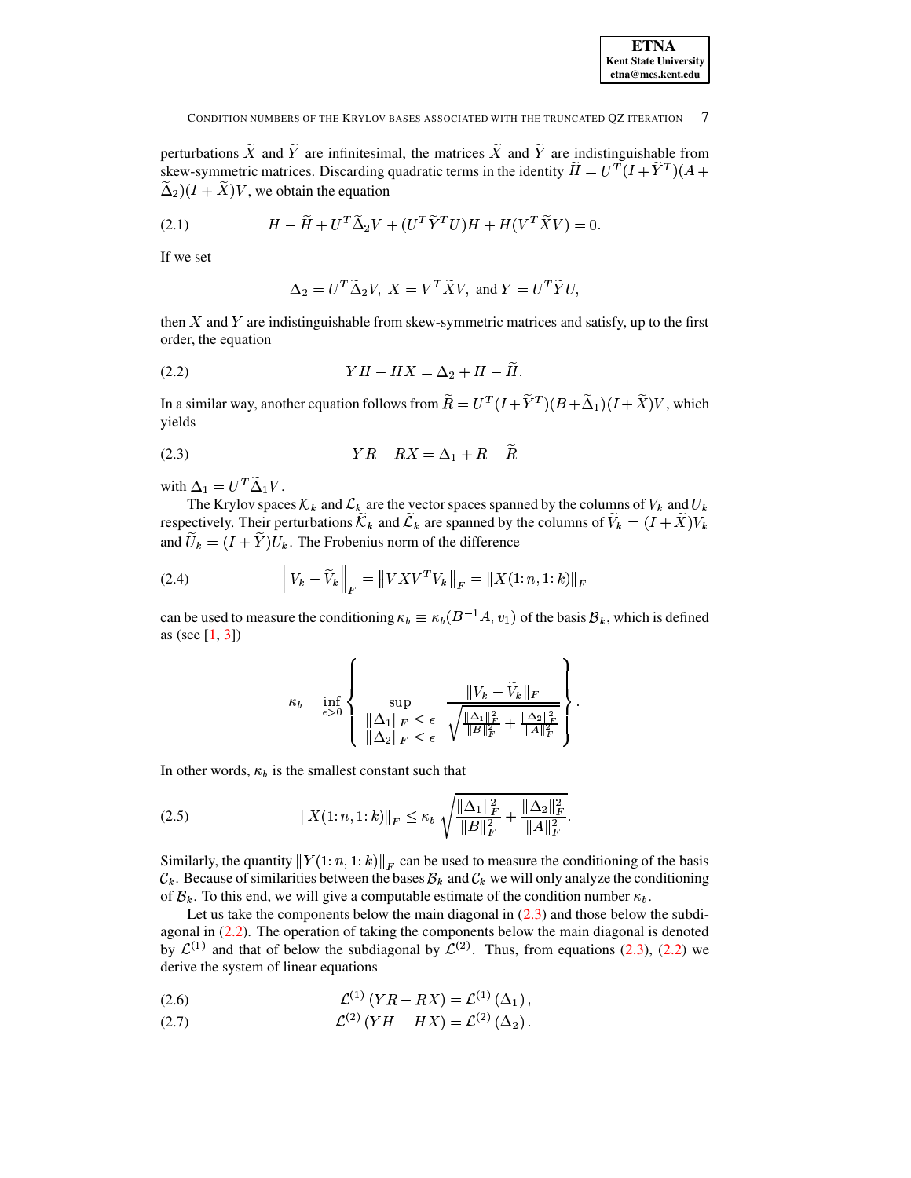perturbations $\widetilde{X}$ and $\widetilde{Y}$ are infinitesimal, the matrices $\widetilde{X}$ and $\widetilde{Y}$ are indistinguishable from skew-symmetric matrices. Discarding quadratic terms in the identity $\widetilde{H} = U^T(I + \widetilde{Y}^T)(A + \widetilde{\Delta}_2)(I + \widetilde{X})V$, we obtain the equation

$$H - \widetilde{H} + U^T \widetilde{\Delta}_2 V + (U^T \widetilde{Y}^T U)H + H(V^T \widetilde{X} V) = 0. \tag{2.1}$$

If we set

$$\Delta_2 = U^T \widetilde{\Delta}_2 V, \; X = V^T \widetilde{X} V, \text{ and } Y = U^T \widetilde{Y} U,$$

then $X$ and $Y$ are indistinguishable from skew-symmetric matrices and satisfy, up to the first order, the equation

$$YH - HX = \Delta_2 + H - \widetilde{H}. \tag{2.2}$$

In a similar way, another equation follows from $\widetilde{R} = U^T(I + \widetilde{Y}^T)(B + \widetilde{\Delta}_1)(I + \widetilde{X})V$, which yields

$$YR - RX = \Delta_1 + R - \widetilde{R} \tag{2.3}$$

with $\Delta_1 = U^T \widetilde{\Delta}_1 V$.

The Krylov spaces $\mathcal{K}_k$ and $\mathcal{L}_k$ are the vector spaces spanned by the columns of $V_k$ and $U_k$ respectively. Their perturbations $\widetilde{\mathcal{K}}_k$ and $\widetilde{\mathcal{L}}_k$ are spanned by the columns of $\widetilde{V}_k = (I + \widetilde{X})V_k$ and $\widetilde{U}_k = (I + \widetilde{Y})U_k$. The Frobenius norm of the difference

$$\left\| V_k - \widetilde{V}_k \right\|_F = \left\| V X V^T V_k \right\|_F = \left\| X(1\colon n, 1\colon k) \right\|_F \tag{2.4}$$

can be used to measure the conditioning $\kappa_b \equiv \kappa_b(B^{-1}A, v_1)$ of the basis $\mathcal{B}_k$, which is defined as (see [1, 3])

$$\kappa_b = \inf_{\epsilon > 0} \left\{ \sup_{\substack{\|\Delta_1\|_F \le \epsilon \\ \|\Delta_2\|_F \le \epsilon}} \frac{\|V_k - \widetilde{V}_k\|_F}{\sqrt{\frac{\|\Delta_1\|_F^2}{\|B\|_F^2} + \frac{\|\Delta_2\|_F^2}{\|A\|_F^2}}} \right\}.$$

In other words, $\kappa_b$ is the smallest constant such that

$$\|X(1\colon n, 1\colon k)\|_F \le \kappa_b \sqrt{\frac{\|\Delta_1\|_F^2}{\|B\|_F^2} + \frac{\|\Delta_2\|_F^2}{\|A\|_F^2}}. \tag{2.5}$$

Similarly, the quantity $\|Y(1\colon n, 1\colon k)\|_F$ can be used to measure the conditioning of the basis $\mathcal{C}_k$. Because of similarities between the bases $\mathcal{B}_k$ and $\mathcal{C}_k$ we will only analyze the conditioning of $\mathcal{B}_k$. To this end, we will give a computable estimate of the condition number $\kappa_b$.

Let us take the components below the main diagonal in (2.3) and those below the subdiagonal in (2.2). The operation of taking the components below the main diagonal is denoted by $\mathcal{L}^{(1)}$ and that of below the subdiagonal by $\mathcal{L}^{(2)}$. Thus, from equations (2.3), (2.2) we derive the system of linear equations

$$\mathcal{L}^{(1)}(YR - RX) = \mathcal{L}^{(1)}(\Delta_1), \tag{2.6}$$

$$\mathcal{L}^{(2)}(YH - HX) = \mathcal{L}^{(2)}(\Delta_2). \tag{2.7}$$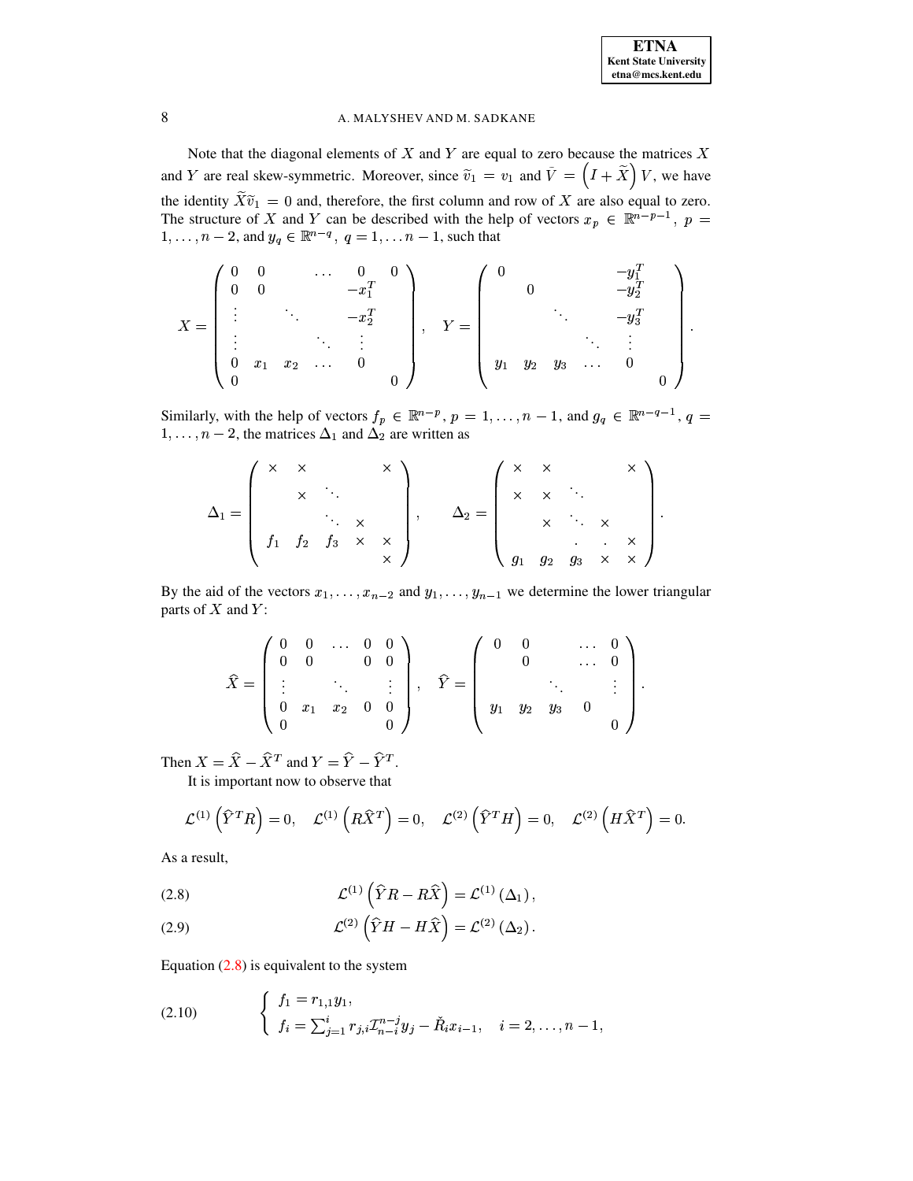Note that the diagonal elements of $X$ and $Y$ are equal to zero because the matrices $X$ and $Y$ are real skew-symmetric. Moreover, since $\widetilde{v}_1 = v_1$ and $\bar{V} = \left(I + \widetilde{X}\right)V$, we have the identity $\widetilde{X}\widetilde{v}_1 = 0$ and, therefore, the first column and row of $X$ are also equal to zero. The structure of $X$ and $Y$ can be described with the help of vectors $x_p \in \mathbb{R}^{n-p-1}$, $p = 1, \ldots, n-2$, and $y_q \in \mathbb{R}^{n-q}$, $q = 1, \ldots n-1$, such that

$$
X = \begin{pmatrix} 0 & 0 & & \dots & 0 & 0 \\ 0 & 0 & & & -x_1^T & \\ \vdots & & \ddots & & -x_2^T & \\ \vdots & & & \ddots & \vdots & \\ 0 & x_1 & x_2 & \dots & 0 & \\ 0 & & & & & 0 \end{pmatrix}, \quad Y = \begin{pmatrix} 0 & & & & -y_1^T & \\ & 0 & & & -y_2^T & \\ & & \ddots & & -y_3^T & \\ & & & \ddots & \vdots & \\ y_1 & y_2 & y_3 & \dots & 0 & \\ & & & & & 0 \end{pmatrix}.
$$

Similarly, with the help of vectors $f_p \in \mathbb{R}^{n-p}$, $p = 1, \ldots, n-1$, and $g_q \in \mathbb{R}^{n-q-1}$, $q = 1, \ldots, n-2$, the matrices $\Delta_1$ and $\Delta_2$ are written as

$$
\Delta_1 = \begin{pmatrix} \times & \times & & & \times \\ & \times & \ddots & & \\ & & \ddots & \times & \\ f_1 & f_2 & f_3 & \times & \times \\ & & & & \times \end{pmatrix}, \qquad \Delta_2 = \begin{pmatrix} \times & \times & & & \times \\ \times & \times & \ddots & & \\ & \times & \ddots & \times & \\ & & . & . & \times \\ g_1 & g_2 & g_3 & \times & \times \end{pmatrix}.
$$

By the aid of the vectors $x_1, \ldots, x_{n-2}$ and $y_1, \ldots, y_{n-1}$ we determine the lower triangular parts of $X$ and $Y$:

$$
\widehat{X} = \begin{pmatrix} 0 & 0 & \dots & 0 & 0 \\ 0 & 0 & & 0 & 0 \\ \vdots & & \ddots & & \vdots \\ 0 & x_1 & x_2 & 0 & 0 \\ 0 & & & & 0 \end{pmatrix}, \quad \widehat{Y} = \begin{pmatrix} 0 & 0 & & \dots & 0 \\ & 0 & & \dots & 0 \\ & & \ddots & & \vdots \\ y_1 & y_2 & y_3 & 0 & \\ & & & & 0 \end{pmatrix}.
$$

Then $X = \widehat{X} - \widehat{X}^T$ and $Y = \widehat{Y} - \widehat{Y}^T$.

It is important now to observe that

$$
\mathcal{L}^{(1)}\left(\widehat{Y}^T R\right) = 0, \quad \mathcal{L}^{(1)}\left(R\widehat{X}^T\right) = 0, \quad \mathcal{L}^{(2)}\left(\widehat{Y}^T H\right) = 0, \quad \mathcal{L}^{(2)}\left(H\widehat{X}^T\right) = 0.
$$

As a result,

$$
\mathcal{L}^{(1)}\left(\widehat{Y}R - R\widehat{X}\right) = \mathcal{L}^{(1)}\left(\Delta_1\right), \tag{2.8}
$$

$$
\mathcal{L}^{(2)}\left(\widehat{Y}H - H\widehat{X}\right) = \mathcal{L}^{(2)}\left(\Delta_2\right). \tag{2.9}
$$

Equation (2.8) is equivalent to the system

$$
\begin{cases} f_1 = r_{1,1} y_1, \\ f_i = \sum_{j=1}^{i} r_{j,i} \mathcal{I}_{n-i}^{n-j} y_j - \check{R}_i x_{i-1}, \quad i = 2, \ldots, n-1, \end{cases} \tag{2.10}
$$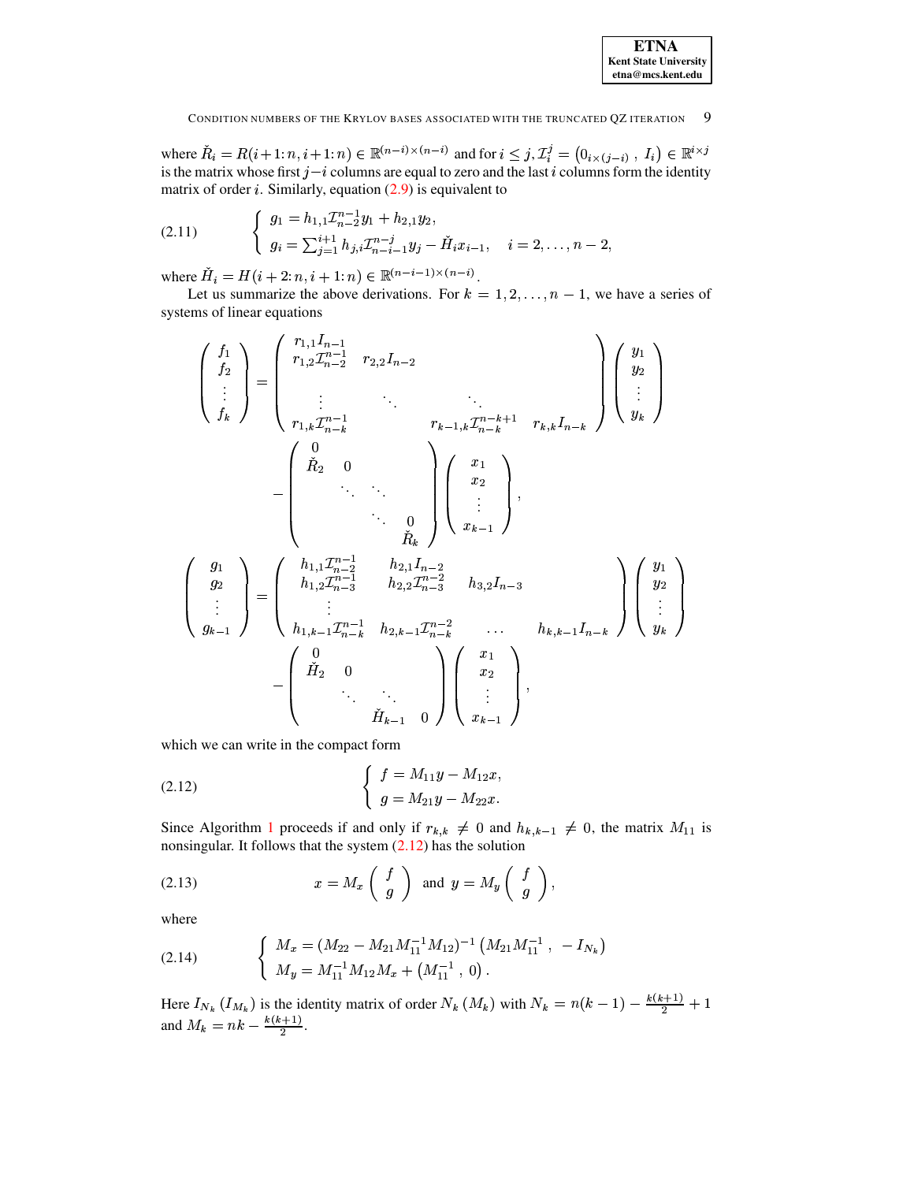where $\check{R}_i = R(i+1\colon n, i+1\colon n) \in \mathbb{R}^{(n-i)\times(n-i)}$ and for $i \le j$, $\mathcal{I}_i^j = \left(0_{i\times(j-i)}\ ,\ I_i\right) \in \mathbb{R}^{i\times j}$ is the matrix whose first $j-i$ columns are equal to zero and the last $i$ columns form the identity matrix of order $i$. Similarly, equation (2.9) is equivalent to

$$
\left\{
\begin{array}{l}
g_1 = h_{1,1}\mathcal{I}_{n-2}^{n-1} y_1 + h_{2,1} y_2, \\
g_i = \sum_{j=1}^{i+1} h_{j,i} \mathcal{I}_{n-i-1}^{n-j} y_j - \check{H}_i x_{i-1}, \quad i = 2,\dots,n-2,
\end{array}
\right. \tag{2.11}
$$

where $\check{H}_i = H(i+2\colon n, i+1\colon n) \in \mathbb{R}^{(n-i-1)\times(n-i)}$.

Let us summarize the above derivations. For $k = 1, 2, \dots, n-1$, we have a series of systems of linear equations

$$
\begin{pmatrix} f_1 \\ f_2 \\ \vdots \\ f_k \end{pmatrix}
=
\begin{pmatrix}
r_{1,1} I_{n-1} & & & \\
r_{1,2}\mathcal{I}_{n-2}^{n-1} & r_{2,2} I_{n-2} & & \\
\vdots & \ddots & \ddots & \\
r_{1,k}\mathcal{I}_{n-k}^{n-1} & & r_{k-1,k}\mathcal{I}_{n-k}^{n-k+1} & r_{k,k} I_{n-k}
\end{pmatrix}
\begin{pmatrix} y_1 \\ y_2 \\ \vdots \\ y_k \end{pmatrix}
-
\begin{pmatrix}
0 & & & \\
\check{R}_2 & 0 & & \\
 & \ddots & \ddots & \\
 & & \ddots & 0 \\
 & & & \check{R}_k
\end{pmatrix}
\begin{pmatrix} x_1 \\ x_2 \\ \vdots \\ x_{k-1} \end{pmatrix},
$$

$$
\begin{pmatrix} g_1 \\ g_2 \\ \vdots \\ g_{k-1} \end{pmatrix}
=
\begin{pmatrix}
h_{1,1}\mathcal{I}_{n-2}^{n-1} & h_{2,1} I_{n-2} & & \\
h_{1,2}\mathcal{I}_{n-3}^{n-1} & h_{2,2}\mathcal{I}_{n-3}^{n-2} & h_{3,2} I_{n-3} & \\
\vdots & & & \\
h_{1,k-1}\mathcal{I}_{n-k}^{n-1} & h_{2,k-1}\mathcal{I}_{n-k}^{n-2} & \dots & h_{k,k-1} I_{n-k}
\end{pmatrix}
\begin{pmatrix} y_1 \\ y_2 \\ \vdots \\ y_k \end{pmatrix}
-
\begin{pmatrix}
0 & & & \\
\check{H}_2 & 0 & & \\
 & \ddots & \ddots & \\
 & & \check{H}_{k-1} & 0
\end{pmatrix}
\begin{pmatrix} x_1 \\ x_2 \\ \vdots \\ x_{k-1} \end{pmatrix},
$$

which we can write in the compact form

$$
\left\{
\begin{array}{l}
f = M_{11} y - M_{12} x, \\
g = M_{21} y - M_{22} x.
\end{array}
\right. \tag{2.12}
$$

Since Algorithm 1 proceeds if and only if $r_{k,k} \neq 0$ and $h_{k,k-1} \neq 0$, the matrix $M_{11}$ is nonsingular. It follows that the system (2.12) has the solution

$$
x = M_x \begin{pmatrix} f \\ g \end{pmatrix} \quad \text{and} \quad y = M_y \begin{pmatrix} f \\ g \end{pmatrix}, \tag{2.13}
$$

where

$$
\left\{
\begin{array}{l}
M_x = (M_{22} - M_{21} M_{11}^{-1} M_{12})^{-1} \left( M_{21} M_{11}^{-1}\ ,\ -I_{N_k} \right) \\
M_y = M_{11}^{-1} M_{12} M_x + \left( M_{11}^{-1}\ ,\ 0 \right).
\end{array}
\right. \tag{2.14}
$$

Here $I_{N_k}$ ($I_{M_k}$) is the identity matrix of order $N_k$ ($M_k$) with $N_k = n(k-1) - \frac{k(k+1)}{2} + 1$ and $M_k = nk - \frac{k(k+1)}{2}$.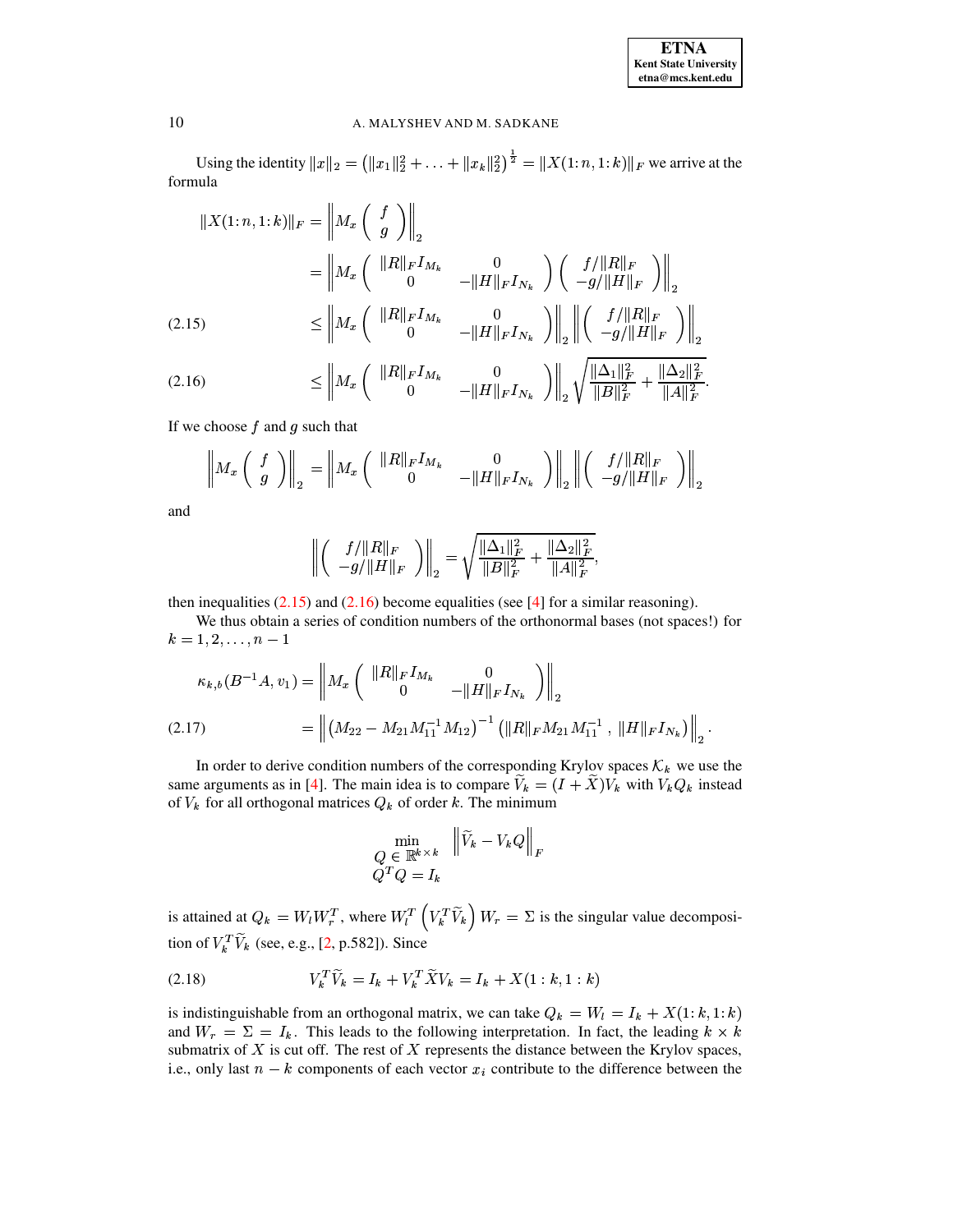Using the identity $\|x\|_2 = \left(\|x_1\|_2^2 + \ldots + \|x_k\|_2^2\right)^{\frac{1}{2}} = \|X(1{:}n, 1{:}k)\|_F$ we arrive at the formula

$$
\begin{aligned}
\|X(1{:}n,1{:}k)\|_F &= \left\| M_x \begin{pmatrix} f \\ g \end{pmatrix} \right\|_2 \\
&= \left\| M_x \begin{pmatrix} \|R\|_F I_{M_k} & 0 \\ 0 & -\|H\|_F I_{N_k} \end{pmatrix} \begin{pmatrix} f/\|R\|_F \\ -g/\|H\|_F \end{pmatrix} \right\|_2 \\
&\le \left\| M_x \begin{pmatrix} \|R\|_F I_{M_k} & 0 \\ 0 & -\|H\|_F I_{N_k} \end{pmatrix} \right\|_2 \left\| \begin{pmatrix} f/\|R\|_F \\ -g/\|H\|_F \end{pmatrix} \right\|_2 \qquad (2.15) \\
&\le \left\| M_x \begin{pmatrix} \|R\|_F I_{M_k} & 0 \\ 0 & -\|H\|_F I_{N_k} \end{pmatrix} \right\|_2 \sqrt{\frac{\|\Delta_1\|_F^2}{\|B\|_F^2} + \frac{\|\Delta_2\|_F^2}{\|A\|_F^2}}. \qquad (2.16)
\end{aligned}
$$

If we choose $f$ and $g$ such that

$$
\left\| M_x \begin{pmatrix} f \\ g \end{pmatrix} \right\|_2 = \left\| M_x \begin{pmatrix} \|R\|_F I_{M_k} & 0 \\ 0 & -\|H\|_F I_{N_k} \end{pmatrix} \right\|_2 \left\| \begin{pmatrix} f/\|R\|_F \\ -g/\|H\|_F \end{pmatrix} \right\|_2
$$

and

$$
\left\| \begin{pmatrix} f/\|R\|_F \\ -g/\|H\|_F \end{pmatrix} \right\|_2 = \sqrt{\frac{\|\Delta_1\|_F^2}{\|B\|_F^2} + \frac{\|\Delta_2\|_F^2}{\|A\|_F^2}},
$$

then inequalities (2.15) and (2.16) become equalities (see [4] for a similar reasoning).

We thus obtain a series of condition numbers of the orthonormal bases (not spaces!) for $k = 1, 2, \ldots, n-1$

$$
\begin{aligned}
\kappa_{k,b}(B^{-1}A, v_1) &= \left\| M_x \begin{pmatrix} \|R\|_F I_{M_k} & 0 \\ 0 & -\|H\|_F I_{N_k} \end{pmatrix} \right\|_2 \\
&= \left\| \left(M_{22} - M_{21} M_{11}^{-1} M_{12}\right)^{-1} \left(\|R\|_F M_{21} M_{11}^{-1}\, ,\, \|H\|_F I_{N_k}\right) \right\|_2 . \qquad (2.17)
\end{aligned}
$$

In order to derive condition numbers of the corresponding Krylov spaces $\mathcal{K}_k$ we use the same arguments as in [4]. The main idea is to compare $\widetilde{V}_k = (I + \widetilde{X})V_k$ with $V_k Q_k$ instead of $V_k$ for all orthogonal matrices $Q_k$ of order $k$. The minimum

$$
\min_{\substack{Q \in \mathbb{R}^{k\times k} \\ Q^T Q = I_k}} \left\| \widetilde{V}_k - V_k Q \right\|_F
$$

is attained at $Q_k = W_l W_r^T$, where $W_l^T \left(V_k^T \widetilde{V}_k\right) W_r = \Sigma$ is the singular value decomposition of $V_k^T \widetilde{V}_k$ (see, e.g., [2, p.582]). Since

$$
V_k^T \widetilde{V}_k = I_k + V_k^T \widetilde{X} V_k = I_k + X(1:k, 1:k) \qquad (2.18)
$$

is indistinguishable from an orthogonal matrix, we can take $Q_k = W_l = I_k + X(1{:}k, 1{:}k)$ and $W_r = \Sigma = I_k$. This leads to the following interpretation. In fact, the leading $k \times k$ submatrix of $X$ is cut off. The rest of $X$ represents the distance between the Krylov spaces, i.e., only last $n-k$ components of each vector $x_i$ contribute to the difference between the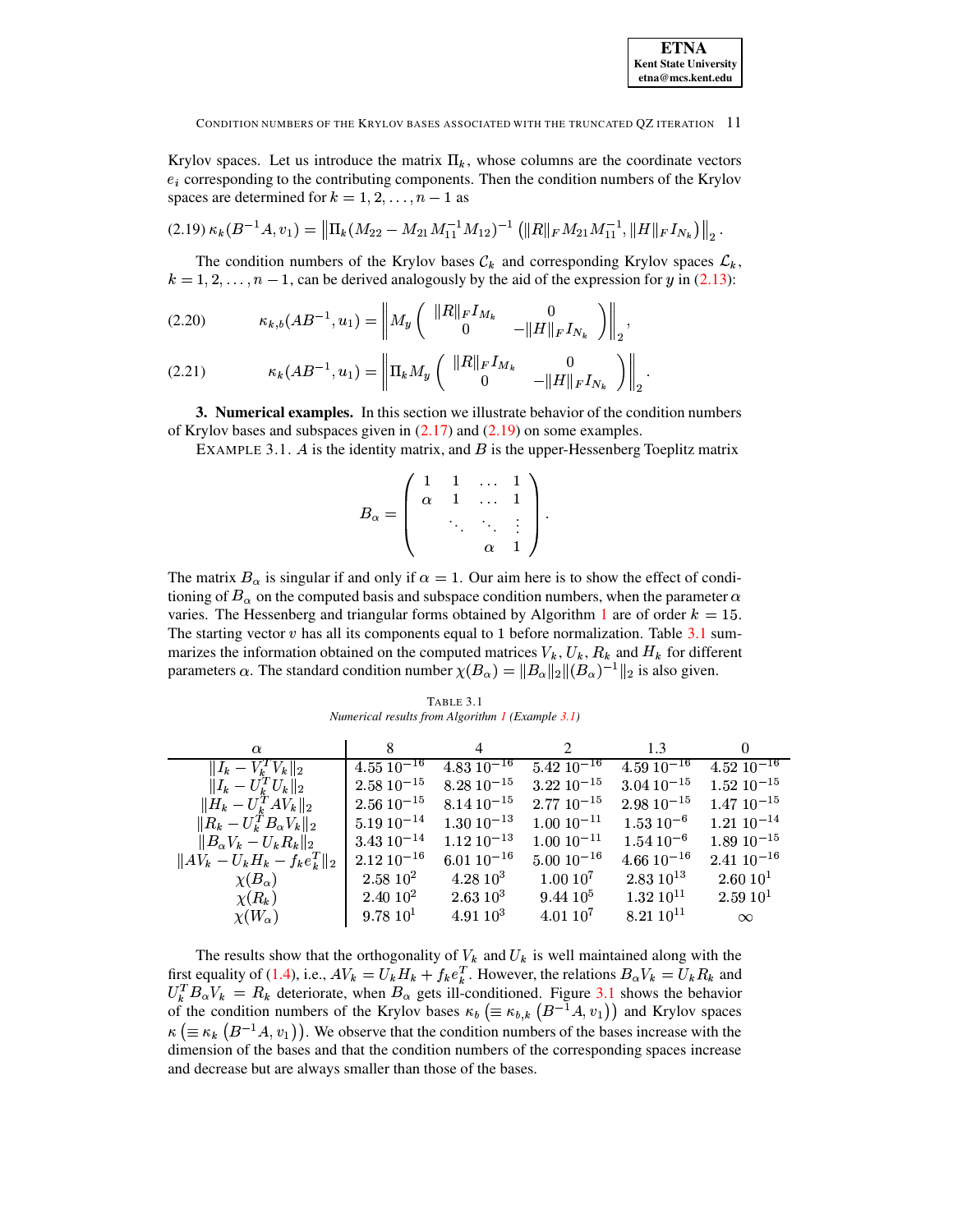Krylov spaces. Let us introduce the matrix $\Pi_k$, whose columns are the coordinate vectors $e_i$ corresponding to the contributing components. Then the condition numbers of the Krylov spaces are determined for $k = 1, 2, \ldots, n-1$ as

$$\kappa_k(B^{-1}A, v_1) = \left\| \Pi_k (M_{22} - M_{21} M_{11}^{-1} M_{12})^{-1} \left( \|R\|_F M_{21} M_{11}^{-1}, \|H\|_F I_{N_k} \right) \right\|_2 . \tag{2.19}$$

The condition numbers of the Krylov bases $\mathcal{C}_k$ and corresponding Krylov spaces $\mathcal{L}_k$, $k = 1, 2, \ldots, n-1$, can be derived analogously by the aid of the expression for $y$ in (2.13):

$$\kappa_{k,b}(AB^{-1}, u_1) = \left\| M_y \begin{pmatrix} \|R\|_F I_{M_k} & 0 \\ 0 & -\|H\|_F I_{N_k} \end{pmatrix} \right\|_2 , \tag{2.20}$$

$$\kappa_k(AB^{-1}, u_1) = \left\| \Pi_k M_y \begin{pmatrix} \|R\|_F I_{M_k} & 0 \\ 0 & -\|H\|_F I_{N_k} \end{pmatrix} \right\|_2 . \tag{2.21}$$

## 3. Numerical examples.

In this section we illustrate behavior of the condition numbers of Krylov bases and subspaces given in (2.17) and (2.19) on some examples.

EXAMPLE 3.1. $A$ is the identity matrix, and $B$ is the upper-Hessenberg Toeplitz matrix

$$B_\alpha = \begin{pmatrix} 1 & 1 & \ldots & 1 \\ \alpha & 1 & \ldots & 1 \\ & \ddots & \ddots & \vdots \\ & & \alpha & 1 \end{pmatrix} .$$

The matrix $B_\alpha$ is singular if and only if $\alpha = 1$. Our aim here is to show the effect of conditioning of $B_\alpha$ on the computed basis and subspace condition numbers, when the parameter $\alpha$ varies. The Hessenberg and triangular forms obtained by Algorithm 1 are of order $k = 15$. The starting vector $v$ has all its components equal to 1 before normalization. Table 3.1 summarizes the information obtained on the computed matrices $V_k$, $U_k$, $R_k$ and $H_k$ for different parameters $\alpha$. The standard condition number $\chi(B_\alpha) = \|B_\alpha\|_2 \|(B_\alpha)^{-1}\|_2$ is also given.

TABLE 3.1
*Numerical results from Algorithm 1 (Example 3.1)*

| $\alpha$ | 8 | 4 | 2 | 1.3 | 0 |
|---|---|---|---|---|---|
| $\|I_k - V_k^T V_k\|_2$ | $4.55\ 10^{-16}$ | $4.83\ 10^{-16}$ | $5.42\ 10^{-16}$ | $4.59\ 10^{-16}$ | $4.52\ 10^{-16}$ |
| $\|I_k - U_k^T U_k\|_2$ | $2.58\ 10^{-15}$ | $8.28\ 10^{-15}$ | $3.22\ 10^{-15}$ | $3.04\ 10^{-15}$ | $1.52\ 10^{-15}$ |
| $\|H_k - U_k^T A V_k\|_2$ | $2.56\ 10^{-15}$ | $8.14\ 10^{-15}$ | $2.77\ 10^{-15}$ | $2.98\ 10^{-15}$ | $1.47\ 10^{-15}$ |
| $\|R_k - U_k^T B_\alpha V_k\|_2$ | $5.19\ 10^{-14}$ | $1.30\ 10^{-13}$ | $1.00\ 10^{-11}$ | $1.53\ 10^{-6}$ | $1.21\ 10^{-14}$ |
| $\|B_\alpha V_k - U_k R_k\|_2$ | $3.43\ 10^{-14}$ | $1.12\ 10^{-13}$ | $1.00\ 10^{-11}$ | $1.54\ 10^{-6}$ | $1.89\ 10^{-15}$ |
| $\|A V_k - U_k H_k - f_k e_k^T\|_2$ | $2.12\ 10^{-16}$ | $6.01\ 10^{-16}$ | $5.00\ 10^{-16}$ | $4.66\ 10^{-16}$ | $2.41\ 10^{-16}$ |
| $\chi(B_\alpha)$ | $2.58\ 10^{2}$ | $4.28\ 10^{3}$ | $1.00\ 10^{7}$ | $2.83\ 10^{13}$ | $2.60\ 10^{1}$ |
| $\chi(R_k)$ | $2.40\ 10^{2}$ | $2.63\ 10^{3}$ | $9.44\ 10^{5}$ | $1.32\ 10^{11}$ | $2.59\ 10^{1}$ |
| $\chi(W_\alpha)$ | $9.78\ 10^{1}$ | $4.91\ 10^{3}$ | $4.01\ 10^{7}$ | $8.21\ 10^{11}$ | $\infty$ |

The results show that the orthogonality of $V_k$ and $U_k$ is well maintained along with the first equality of (1.4), i.e., $AV_k = U_k H_k + f_k e_k^T$. However, the relations $B_\alpha V_k = U_k R_k$ and $U_k^T B_\alpha V_k = R_k$ deteriorate, when $B_\alpha$ gets ill-conditioned. Figure 3.1 shows the behavior of the condition numbers of the Krylov bases $\kappa_b \left(\equiv \kappa_{b,k} \left(B^{-1}A, v_1\right)\right)$ and Krylov spaces $\kappa \left(\equiv \kappa_k \left(B^{-1}A, v_1\right)\right)$. We observe that the condition numbers of the bases increase with the dimension of the bases and that the condition numbers of the corresponding spaces increase and decrease but are always smaller than those of the bases.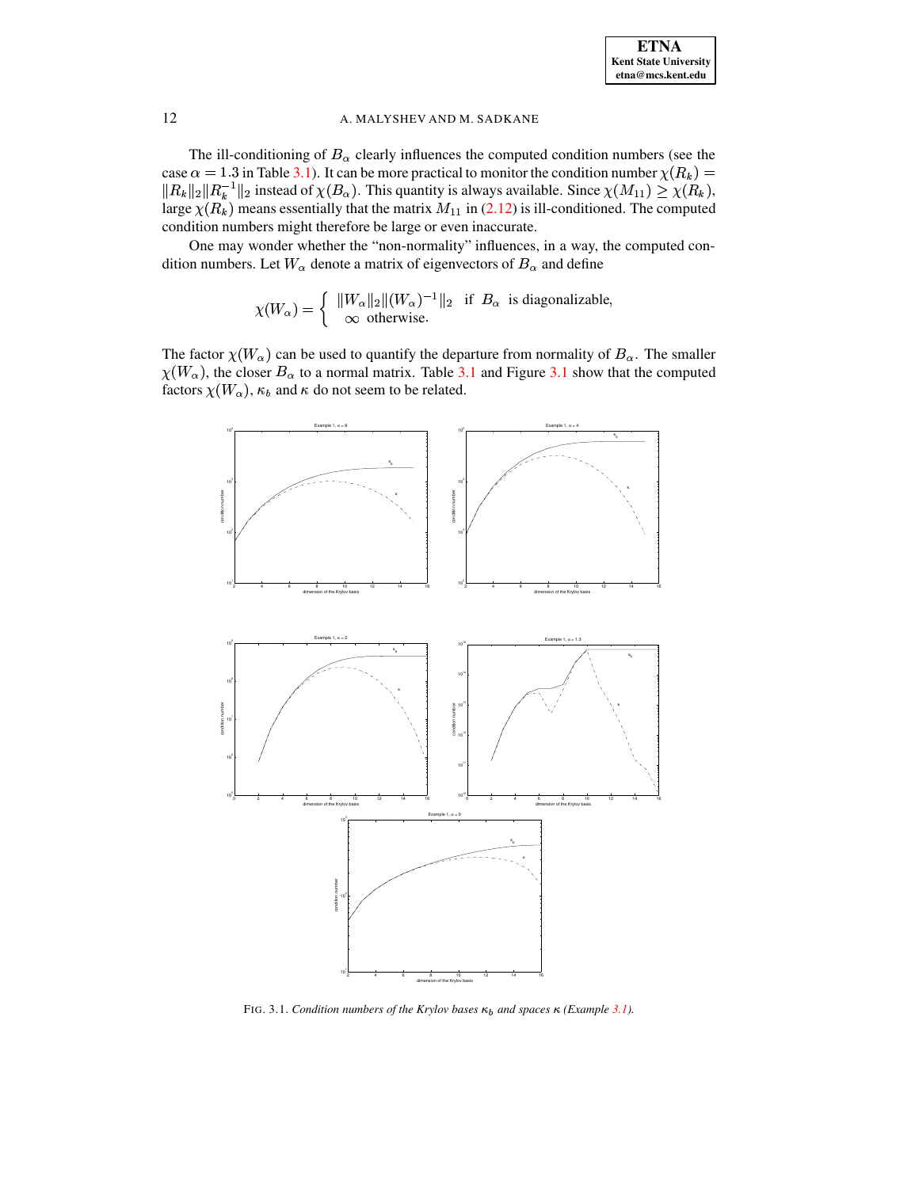The ill-conditioning of $B_\alpha$ clearly influences the computed condition numbers (see the case $\alpha = 1.3$ in Table 3.1). It can be more practical to monitor the condition number $\chi(R_k) = \|R_k\|_2 \|R_k^{-1}\|_2$ instead of $\chi(B_\alpha)$. This quantity is always available. Since $\chi(M_{11}) \geq \chi(R_k)$, large $\chi(R_k)$ means essentially that the matrix $M_{11}$ in (2.12) is ill-conditioned. The computed condition numbers might therefore be large or even inaccurate.

One may wonder whether the "non-normality" influences, in a way, the computed condition numbers. Let $W_\alpha$ denote a matrix of eigenvectors of $B_\alpha$ and define

$$\chi(W_\alpha) = \begin{cases} \|W_\alpha\|_2 \|(W_\alpha)^{-1}\|_2 & \text{if } B_\alpha \text{ is diagonalizable,} \\ \infty & \text{otherwise.} \end{cases}$$

The factor $\chi(W_\alpha)$ can be used to quantify the departure from normality of $B_\alpha$. The smaller $\chi(W_\alpha)$, the closer $B_\alpha$ to a normal matrix. Table 3.1 and Figure 3.1 show that the computed factors $\chi(W_\alpha)$, $\kappa_b$ and $\kappa$ do not seem to be related.

FIG. 3.1. *Condition numbers of the Krylov bases $\kappa_b$ and spaces $\kappa$ (Example 3.1).*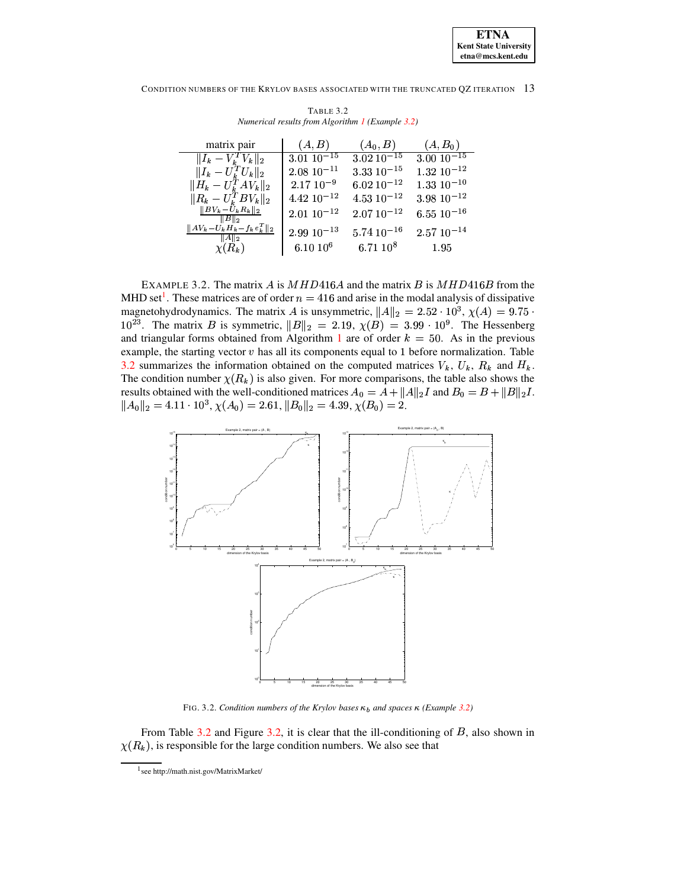TABLE 3.2
*Numerical results from Algorithm 1 (Example 3.2)*

| matrix pair | $(A, B)$ | $(A_0, B)$ | $(A, B_0)$ |
|---|---|---|---|
| $\|I_k - V_k^T V_k\|_2$ | $3.01\ 10^{-15}$ | $3.02\ 10^{-15}$ | $3.00\ 10^{-15}$ |
| $\|I_k - U_k^T U_k\|_2$ | $2.08\ 10^{-11}$ | $3.33\ 10^{-15}$ | $1.32\ 10^{-12}$ |
| $\|H_k - U_k^T A V_k\|_2$ | $2.17\ 10^{-9}$ | $6.02\ 10^{-12}$ | $1.33\ 10^{-10}$ |
| $\|R_k - U_k^T B V_k\|_2$ | $4.42\ 10^{-12}$ | $4.53\ 10^{-12}$ | $3.98\ 10^{-12}$ |
| $\frac{\|BV_k - U_k R_k\|_2}{\|B\|_2}$ | $2.01\ 10^{-12}$ | $2.07\ 10^{-12}$ | $6.55\ 10^{-16}$ |
| $\frac{\|AV_k - U_k H_k - f_k e_k^T\|_2}{\|A\|_2}$ | $2.99\ 10^{-13}$ | $5.74\ 10^{-16}$ | $2.57\ 10^{-14}$ |
| $\chi(R_k)$ | $6.10\ 10^{6}$ | $6.71\ 10^{8}$ | $1.95$ |

EXAMPLE 3.2. The matrix $A$ is $MHD416A$ and the matrix $B$ is $MHD416B$ from the MHD set[1]. These matrices are of order $n = 416$ and arise in the modal analysis of dissipative magnetohydrodynamics. The matrix $A$ is unsymmetric, $\|A\|_2 = 2.52 \cdot 10^3$, $\chi(A) = 9.75 \cdot 10^{23}$. The matrix $B$ is symmetric, $\|B\|_2 = 2.19$, $\chi(B) = 3.99 \cdot 10^9$. The Hessenberg and triangular forms obtained from Algorithm 1 are of order $k = 50$. As in the previous example, the starting vector $v$ has all its components equal to 1 before normalization. Table 3.2 summarizes the information obtained on the computed matrices $V_k$, $U_k$, $R_k$ and $H_k$. The condition number $\chi(R_k)$ is also given. For more comparisons, the table also shows the results obtained with the well-conditioned matrices $A_0 = A + \|A\|_2 I$ and $B_0 = B + \|B\|_2 I$. $\|A_0\|_2 = 4.11 \cdot 10^3$, $\chi(A_0) = 2.61$, $\|B_0\|_2 = 4.39$, $\chi(B_0) = 2$.

FIG. 3.2. *Condition numbers of the Krylov bases $\kappa_b$ and spaces $\kappa$ (Example 3.2)*

From Table 3.2 and Figure 3.2, it is clear that the ill-conditioning of $B$, also shown in $\chi(R_k)$, is responsible for the large condition numbers. We also see that

[1] see http://math.nist.gov/MatrixMarket/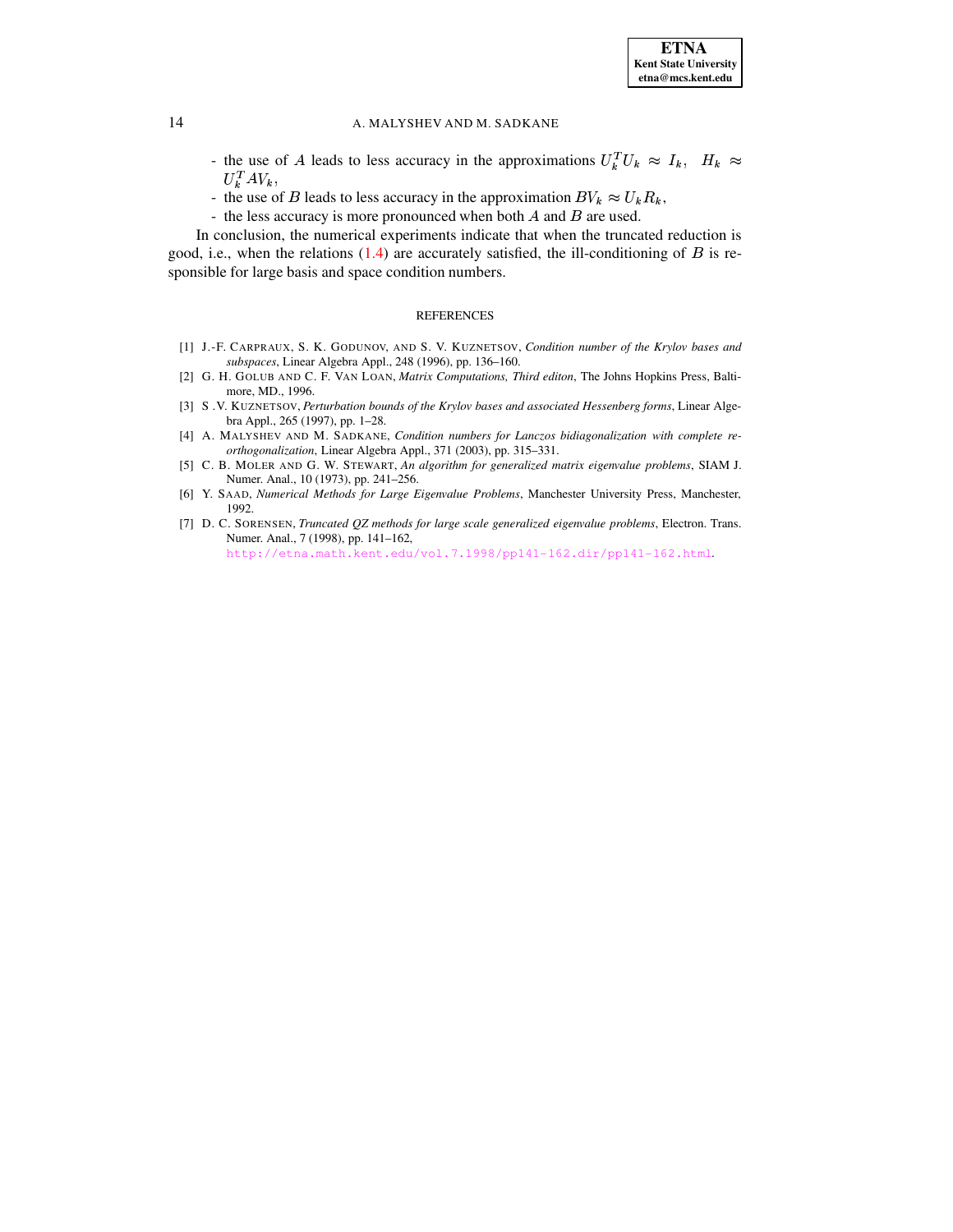- the use of $A$ leads to less accuracy in the approximations $U_k^T U_k \approx I_k$, $H_k \approx U_k^T A V_k$,
- the use of $B$ leads to less accuracy in the approximation $BV_k \approx U_k R_k$,
- the less accuracy is more pronounced when both $A$ and $B$ are used.

In conclusion, the numerical experiments indicate that when the truncated reduction is good, i.e., when the relations (1.4) are accurately satisfied, the ill-conditioning of $B$ is responsible for large basis and space condition numbers.

## REFERENCES

[1] J.-F. Carpraux, S. K. Godunov, and S. V. Kuznetsov, *Condition number of the Krylov bases and subspaces*, Linear Algebra Appl., 248 (1996), pp. 136–160.

[2] G. H. Golub and C. F. Van Loan, *Matrix Computations, Third editon*, The Johns Hopkins Press, Baltimore, MD., 1996.

[3] S .V. Kuznetsov, *Perturbation bounds of the Krylov bases and associated Hessenberg forms*, Linear Algebra Appl., 265 (1997), pp. 1–28.

[4] A. Malyshev and M. Sadkane, *Condition numbers for Lanczos bidiagonalization with complete reorthogonalization*, Linear Algebra Appl., 371 (2003), pp. 315–331.

[5] C. B. Moler and G. W. Stewart, *An algorithm for generalized matrix eigenvalue problems*, SIAM J. Numer. Anal., 10 (1973), pp. 241–256.

[6] Y. Saad, *Numerical Methods for Large Eigenvalue Problems*, Manchester University Press, Manchester, 1992.

[7] D. C. Sorensen, *Truncated QZ methods for large scale generalized eigenvalue problems*, Electron. Trans. Numer. Anal., 7 (1998), pp. 141–162, http://etna.math.kent.edu/vol.7.1998/pp141-162.dir/pp141-162.html.